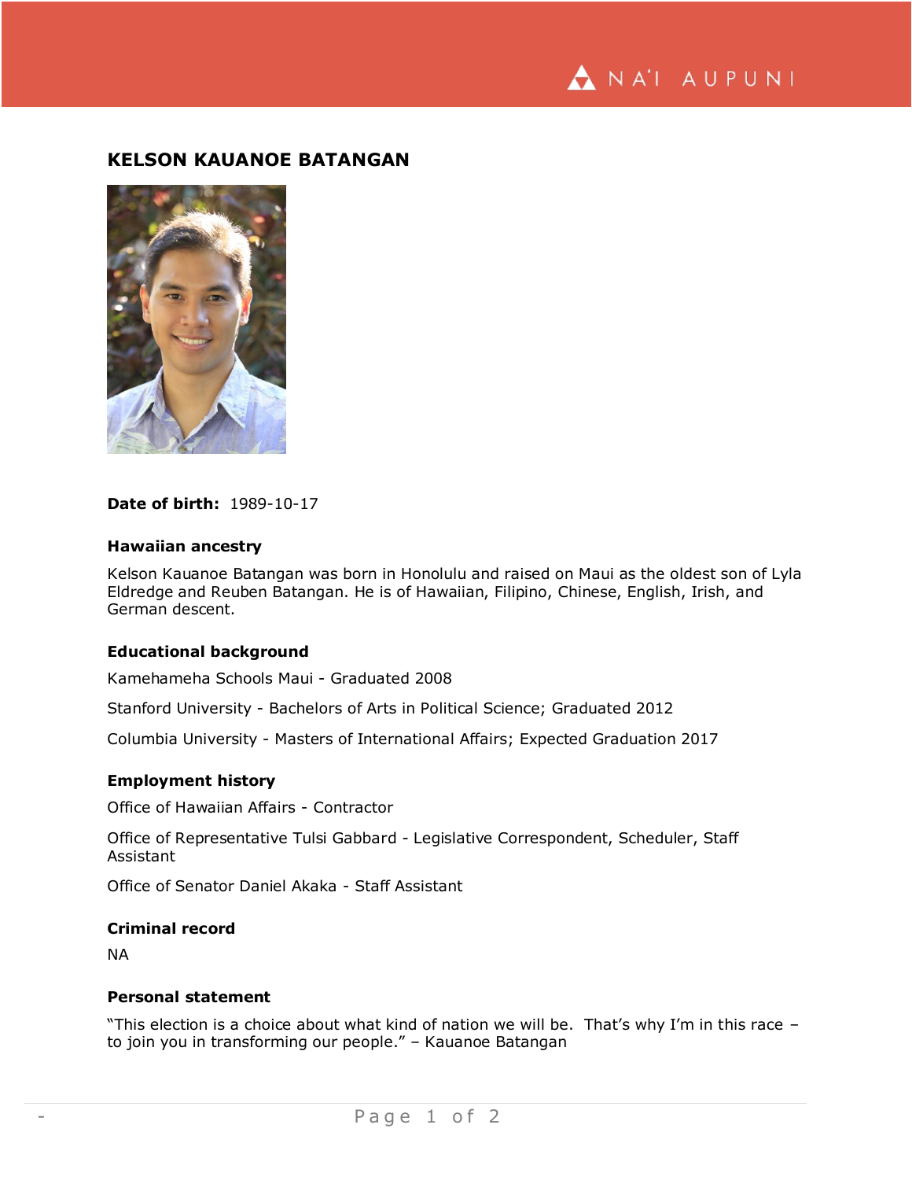# KELSON KAUANOE BATANGAN

**Date of birth:** 1989-10-17

### Hawaiian ancestry

Kelson Kauanoe Batangan was born in Honolulu and raised on Maui as the oldest son of Lyla Eldredge and Reuben Batangan. He is of Hawaiian, Filipino, Chinese, English, Irish, and German descent.

### Educational background

Kamehameha Schools Maui - Graduated 2008

Stanford University - Bachelors of Arts in Political Science; Graduated 2012

Columbia University - Masters of International Affairs; Expected Graduation 2017

### Employment history

Office of Hawaiian Affairs - Contractor

Office of Representative Tulsi Gabbard - Legislative Correspondent, Scheduler, Staff Assistant

Office of Senator Daniel Akaka - Staff Assistant

### Criminal record

NA

### Personal statement

"This election is a choice about what kind of nation we will be. That's why I'm in this race – to join you in transforming our people." – Kauanoe Batangan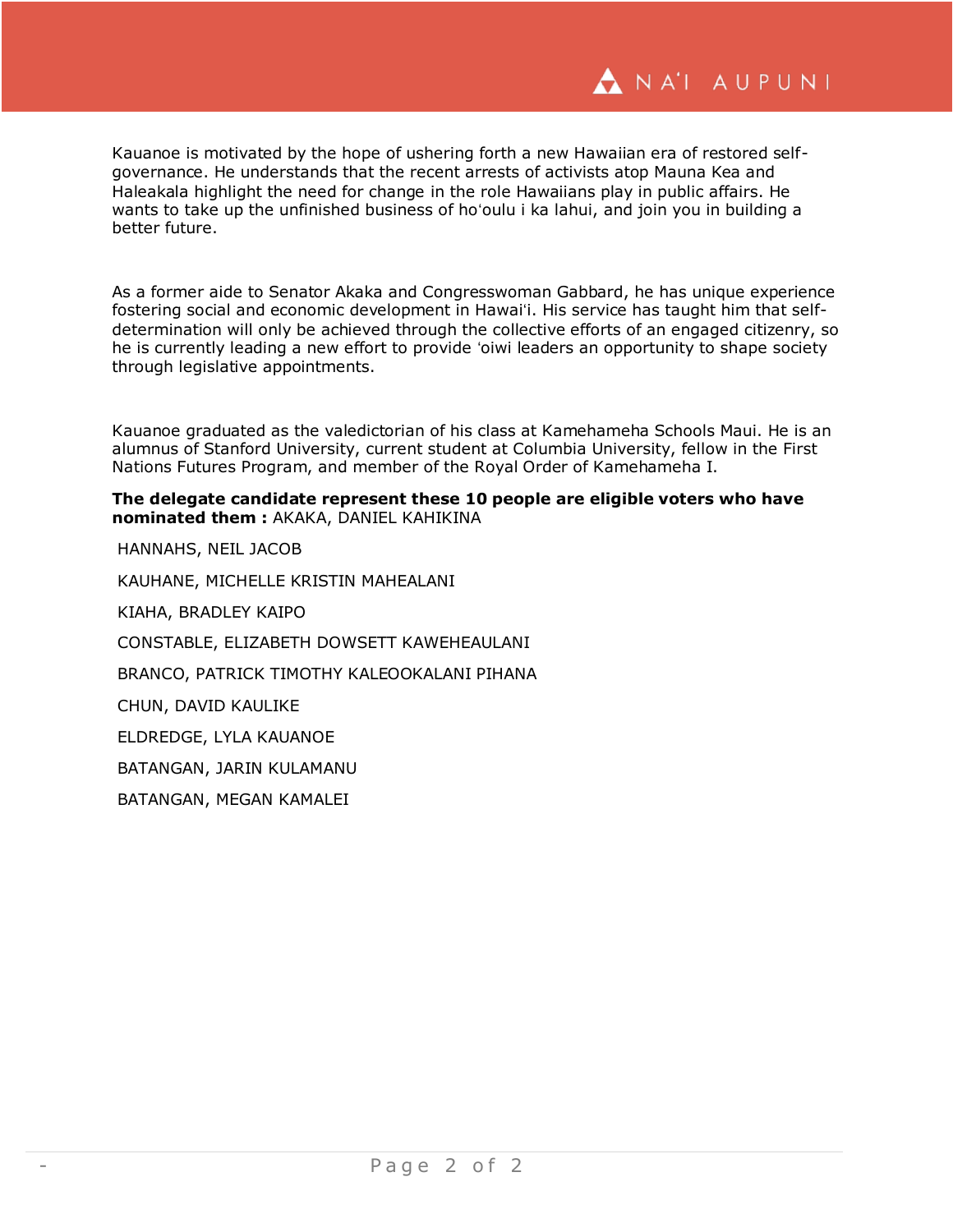Kauanoe is motivated by the hope of ushering forth a new Hawaiian era of restored self-governance. He understands that the recent arrests of activists atop Mauna Kea and Haleakala highlight the need for change in the role Hawaiians play in public affairs. He wants to take up the unfinished business of hoʻoulu i ka lahui, and join you in building a better future.

As a former aide to Senator Akaka and Congresswoman Gabbard, he has unique experience fostering social and economic development in Hawaiʻi. His service has taught him that self-determination will only be achieved through the collective efforts of an engaged citizenry, so he is currently leading a new effort to provide ʻoiwi leaders an opportunity to shape society through legislative appointments.

Kauanoe graduated as the valedictorian of his class at Kamehameha Schools Maui. He is an alumnus of Stanford University, current student at Columbia University, fellow in the First Nations Futures Program, and member of the Royal Order of Kamehameha I.

**The delegate candidate represent these 10 people are eligible voters who have nominated them :** AKAKA, DANIEL KAHIKINA

HANNAHS, NEIL JACOB

KAUHANE, MICHELLE KRISTIN MAHEALANI

KIAHA, BRADLEY KAIPO

CONSTABLE, ELIZABETH DOWSETT KAWEHEAULANI

BRANCO, PATRICK TIMOTHY KALEOOKALANI PIHANA

CHUN, DAVID KAULIKE

ELDREDGE, LYLA KAUANOE

BATANGAN, JARIN KULAMANU

BATANGAN, MEGAN KAMALEI